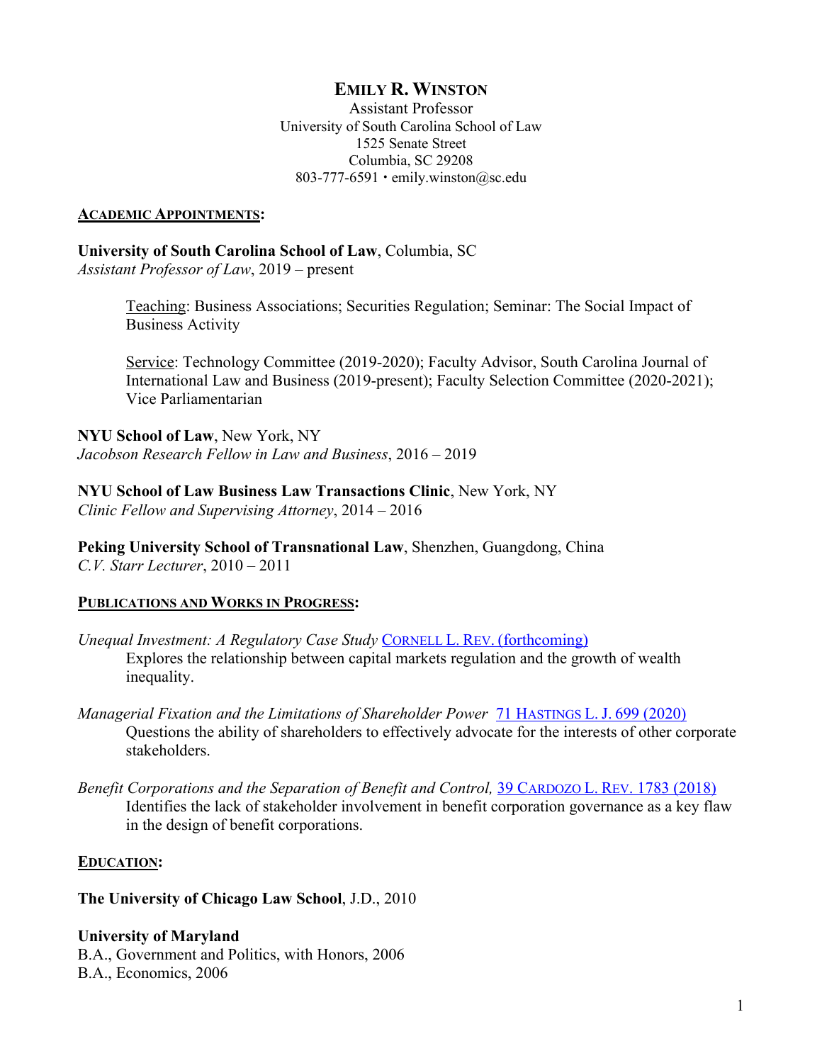# EMILY R. WINSTON

Assistant Professor
University of South Carolina School of Law
1525 Senate Street
Columbia, SC 29208
803-777-6591 • emily.winston@sc.edu

## ACADEMIC APPOINTMENTS:

**University of South Carolina School of Law**, Columbia, SC
*Assistant Professor of Law*, 2019 – present

> Teaching: Business Associations; Securities Regulation; Seminar: The Social Impact of Business Activity
>
> Service: Technology Committee (2019-2020); Faculty Advisor, South Carolina Journal of International Law and Business (2019-present); Faculty Selection Committee (2020-2021); Vice Parliamentarian

**NYU School of Law**, New York, NY
*Jacobson Research Fellow in Law and Business*, 2016 – 2019

**NYU School of Law Business Law Transactions Clinic**, New York, NY
*Clinic Fellow and Supervising Attorney*, 2014 – 2016

**Peking University School of Transnational Law**, Shenzhen, Guangdong, China
*C.V. Starr Lecturer*, 2010 – 2011

## PUBLICATIONS AND WORKS IN PROGRESS:

*Unequal Investment: A Regulatory Case Study* CORNELL L. REV. (forthcoming)
> Explores the relationship between capital markets regulation and the growth of wealth inequality.

*Managerial Fixation and the Limitations of Shareholder Power* 71 HASTINGS L. J. 699 (2020)
> Questions the ability of shareholders to effectively advocate for the interests of other corporate stakeholders.

*Benefit Corporations and the Separation of Benefit and Control,* 39 CARDOZO L. REV. 1783 (2018)
> Identifies the lack of stakeholder involvement in benefit corporation governance as a key flaw in the design of benefit corporations.

## EDUCATION:

**The University of Chicago Law School**, J.D., 2010

**University of Maryland**
B.A., Government and Politics, with Honors, 2006
B.A., Economics, 2006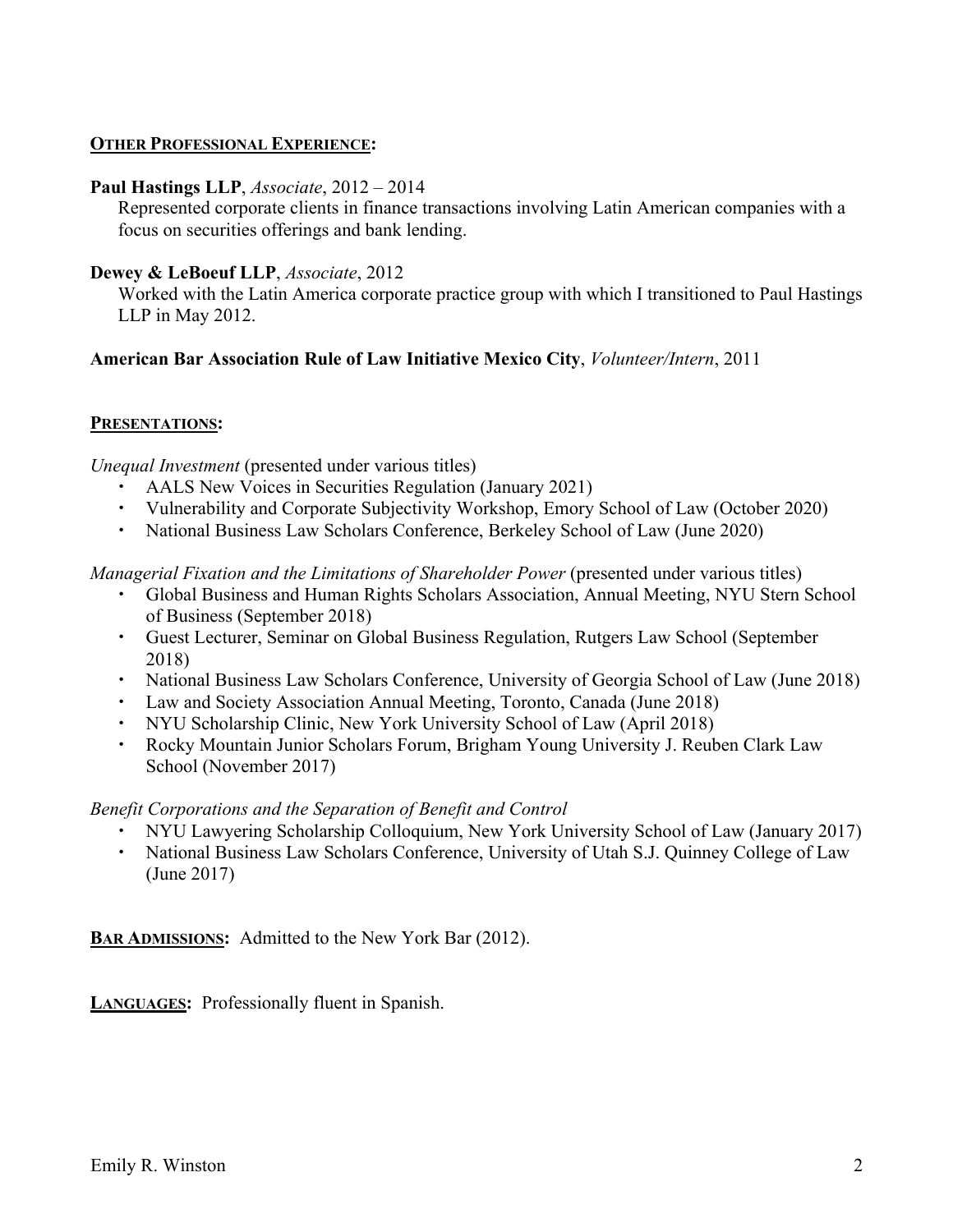## OTHER PROFESSIONAL EXPERIENCE:

**Paul Hastings LLP**, *Associate*, 2012 – 2014

Represented corporate clients in finance transactions involving Latin American companies with a focus on securities offerings and bank lending.

**Dewey & LeBoeuf LLP**, *Associate*, 2012

Worked with the Latin America corporate practice group with which I transitioned to Paul Hastings LLP in May 2012.

**American Bar Association Rule of Law Initiative Mexico City**, *Volunteer/Intern*, 2011

## PRESENTATIONS:

*Unequal Investment* (presented under various titles)

- AALS New Voices in Securities Regulation (January 2021)
- Vulnerability and Corporate Subjectivity Workshop, Emory School of Law (October 2020)
- National Business Law Scholars Conference, Berkeley School of Law (June 2020)

*Managerial Fixation and the Limitations of Shareholder Power* (presented under various titles)

- Global Business and Human Rights Scholars Association, Annual Meeting, NYU Stern School of Business (September 2018)
- Guest Lecturer, Seminar on Global Business Regulation, Rutgers Law School (September 2018)
- National Business Law Scholars Conference, University of Georgia School of Law (June 2018)
- Law and Society Association Annual Meeting, Toronto, Canada (June 2018)
- NYU Scholarship Clinic, New York University School of Law (April 2018)
- Rocky Mountain Junior Scholars Forum, Brigham Young University J. Reuben Clark Law School (November 2017)

*Benefit Corporations and the Separation of Benefit and Control*

- NYU Lawyering Scholarship Colloquium, New York University School of Law (January 2017)
- National Business Law Scholars Conference, University of Utah S.J. Quinney College of Law (June 2017)

**BAR ADMISSIONS:** Admitted to the New York Bar (2012).

**LANGUAGES:** Professionally fluent in Spanish.